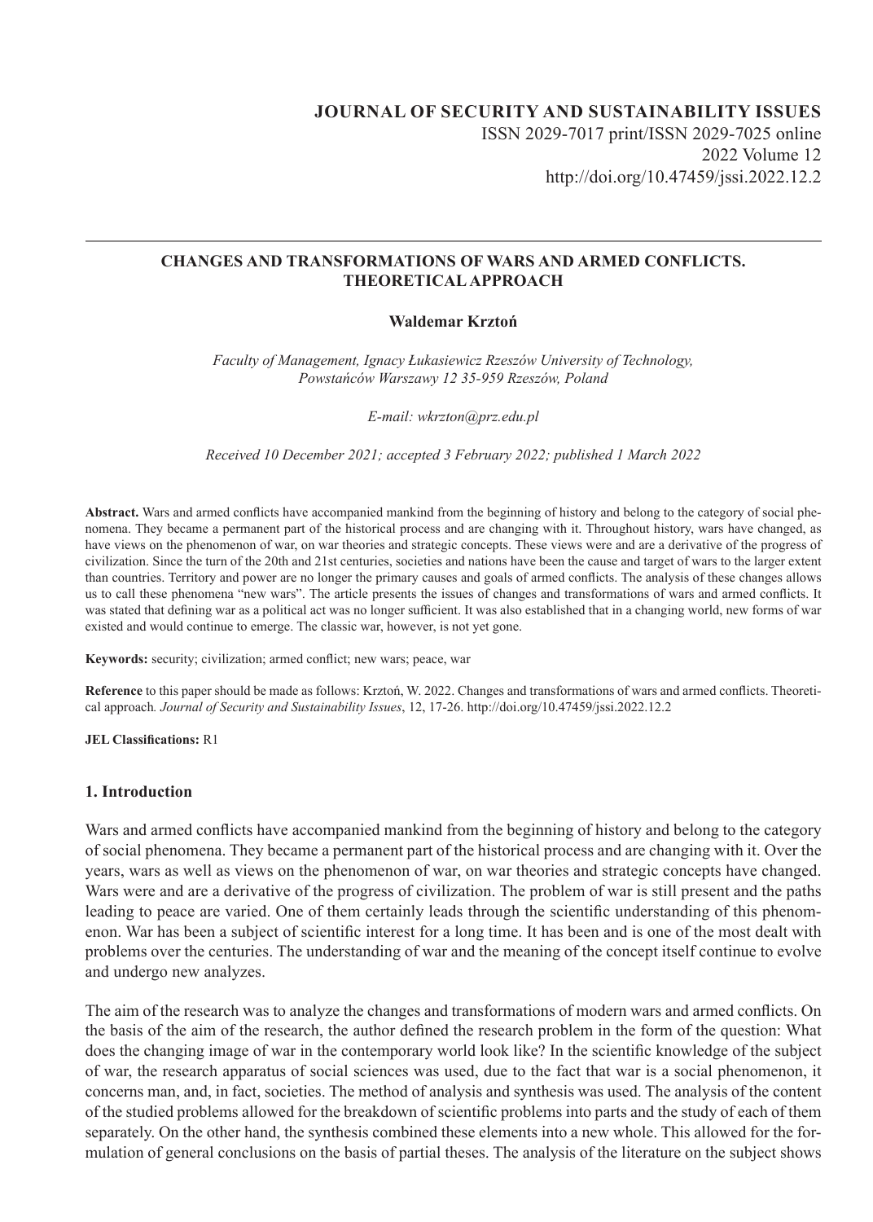**JOURNAL OF SECURITY AND SUSTAINABILITY ISSUES**
ISSN 2029-7017 print/ISSN 2029-7025 online
2022 Volume 12
http://doi.org/10.47459/jssi.2022.12.2

---

# CHANGES AND TRANSFORMATIONS OF WARS AND ARMED CONFLICTS. THEORETICAL APPROACH

**Waldemar Krztoń**

*Faculty of Management, Ignacy Łukasiewicz Rzeszów University of Technology, Powstańców Warszawy 12 35-959 Rzeszów, Poland*

*E-mail: wkrzton@prz.edu.pl*

*Received 10 December 2021; accepted 3 February 2022; published 1 March 2022*

**Abstract.** Wars and armed conflicts have accompanied mankind from the beginning of history and belong to the category of social phenomena. They became a permanent part of the historical process and are changing with it. Throughout history, wars have changed, as have views on the phenomenon of war, on war theories and strategic concepts. These views were and are a derivative of the progress of civilization. Since the turn of the 20th and 21st centuries, societies and nations have been the cause and target of wars to the larger extent than countries. Territory and power are no longer the primary causes and goals of armed conflicts. The analysis of these changes allows us to call these phenomena "new wars". The article presents the issues of changes and transformations of wars and armed conflicts. It was stated that defining war as a political act was no longer sufficient. It was also established that in a changing world, new forms of war existed and would continue to emerge. The classic war, however, is not yet gone.

**Keywords:** security; civilization; armed conflict; new wars; peace, war

**Reference** to this paper should be made as follows: Krztoń, W. 2022. Changes and transformations of wars and armed conflicts. Theoretical approach*. Journal of Security and Sustainability Issues*, 12, 17-26. http://doi.org/10.47459/jssi.2022.12.2

**JEL Classifications:** R1

## 1. Introduction

Wars and armed conflicts have accompanied mankind from the beginning of history and belong to the category of social phenomena. They became a permanent part of the historical process and are changing with it. Over the years, wars as well as views on the phenomenon of war, on war theories and strategic concepts have changed. Wars were and are a derivative of the progress of civilization. The problem of war is still present and the paths leading to peace are varied. One of them certainly leads through the scientific understanding of this phenomenon. War has been a subject of scientific interest for a long time. It has been and is one of the most dealt with problems over the centuries. The understanding of war and the meaning of the concept itself continue to evolve and undergo new analyzes.

The aim of the research was to analyze the changes and transformations of modern wars and armed conflicts. On the basis of the aim of the research, the author defined the research problem in the form of the question: What does the changing image of war in the contemporary world look like? In the scientific knowledge of the subject of war, the research apparatus of social sciences was used, due to the fact that war is a social phenomenon, it concerns man, and, in fact, societies. The method of analysis and synthesis was used. The analysis of the content of the studied problems allowed for the breakdown of scientific problems into parts and the study of each of them separately. On the other hand, the synthesis combined these elements into a new whole. This allowed for the formulation of general conclusions on the basis of partial theses. The analysis of the literature on the subject shows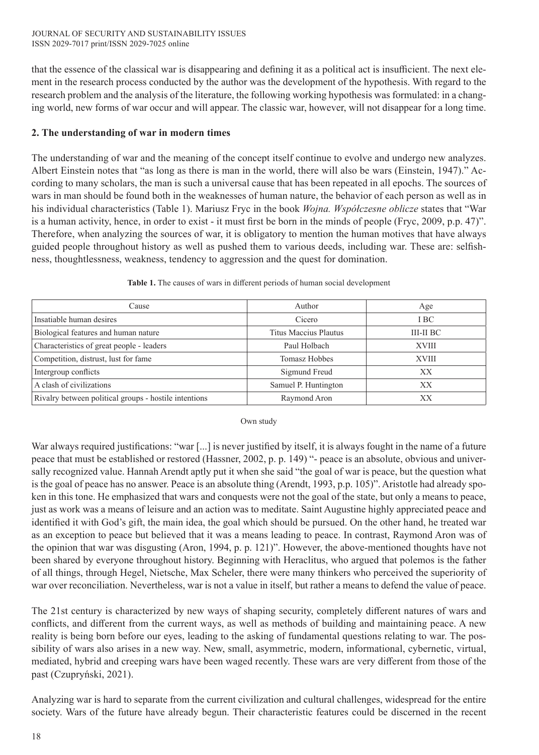that the essence of the classical war is disappearing and defining it as a political act is insufficient. The next element in the research process conducted by the author was the development of the hypothesis. With regard to the research problem and the analysis of the literature, the following working hypothesis was formulated: in a changing world, new forms of war occur and will appear. The classic war, however, will not disappear for a long time.

## 2. The understanding of war in modern times

The understanding of war and the meaning of the concept itself continue to evolve and undergo new analyzes. Albert Einstein notes that "as long as there is man in the world, there will also be wars (Einstein, 1947)." According to many scholars, the man is such a universal cause that has been repeated in all epochs. The sources of wars in man should be found both in the weaknesses of human nature, the behavior of each person as well as in his individual characteristics (Table 1). Mariusz Fryc in the book *Wojna. Współczesne oblicze* states that "War is a human activity, hence, in order to exist - it must first be born in the minds of people (Fryc, 2009, p.p. 47)". Therefore, when analyzing the sources of war, it is obligatory to mention the human motives that have always guided people throughout history as well as pushed them to various deeds, including war. These are: selfishness, thoughtlessness, weakness, tendency to aggression and the quest for domination.

**Table 1.** The causes of wars in different periods of human social development

| Cause | Author | Age |
|---|---|---|
| Insatiable human desires | Cicero | I BC |
| Biological features and human nature | Titus Maccius Plautus | III-II BC |
| Characteristics of great people - leaders | Paul Holbach | XVIII |
| Competition, distrust, lust for fame | Tomasz Hobbes | XVIII |
| Intergroup conflicts | Sigmund Freud | XX |
| A clash of civilizations | Samuel P. Huntington | XX |
| Rivalry between political groups - hostile intentions | Raymond Aron | XX |

Own study

War always required justifications: "war [...] is never justified by itself, it is always fought in the name of a future peace that must be established or restored (Hassner, 2002, p. p. 149) "- peace is an absolute, obvious and universally recognized value. Hannah Arendt aptly put it when she said "the goal of war is peace, but the question what is the goal of peace has no answer. Peace is an absolute thing (Arendt, 1993, p.p. 105)". Aristotle had already spoken in this tone. He emphasized that wars and conquests were not the goal of the state, but only a means to peace, just as work was a means of leisure and an action was to meditate. Saint Augustine highly appreciated peace and identified it with God's gift, the main idea, the goal which should be pursued. On the other hand, he treated war as an exception to peace but believed that it was a means leading to peace. In contrast, Raymond Aron was of the opinion that war was disgusting (Aron, 1994, p. p. 121)". However, the above-mentioned thoughts have not been shared by everyone throughout history. Beginning with Heraclitus, who argued that polemos is the father of all things, through Hegel, Nietsche, Max Scheler, there were many thinkers who perceived the superiority of war over reconciliation. Nevertheless, war is not a value in itself, but rather a means to defend the value of peace.

The 21st century is characterized by new ways of shaping security, completely different natures of wars and conflicts, and different from the current ways, as well as methods of building and maintaining peace. A new reality is being born before our eyes, leading to the asking of fundamental questions relating to war. The possibility of wars also arises in a new way. New, small, asymmetric, modern, informational, cybernetic, virtual, mediated, hybrid and creeping wars have been waged recently. These wars are very different from those of the past (Czupryński, 2021).

Analyzing war is hard to separate from the current civilization and cultural challenges, widespread for the entire society. Wars of the future have already begun. Their characteristic features could be discerned in the recent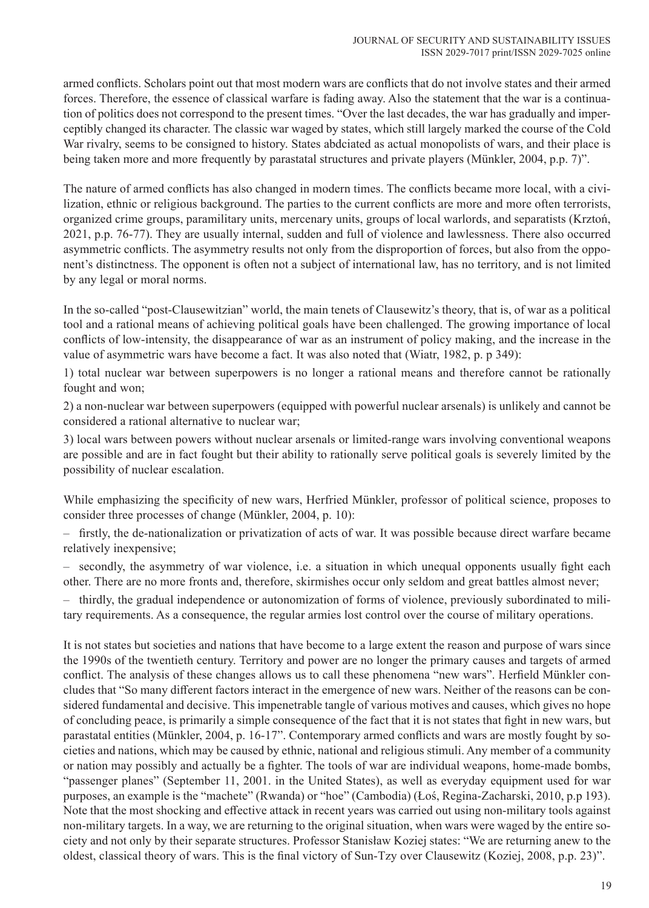armed conflicts. Scholars point out that most modern wars are conflicts that do not involve states and their armed forces. Therefore, the essence of classical warfare is fading away. Also the statement that the war is a continuation of politics does not correspond to the present times. "Over the last decades, the war has gradually and imperceptibly changed its character. The classic war waged by states, which still largely marked the course of the Cold War rivalry, seems to be consigned to history. States abdciated as actual monopolists of wars, and their place is being taken more and more frequently by parastatal structures and private players (Münkler, 2004, p.p. 7)".

The nature of armed conflicts has also changed in modern times. The conflicts became more local, with a civilization, ethnic or religious background. The parties to the current conflicts are more and more often terrorists, organized crime groups, paramilitary units, mercenary units, groups of local warlords, and separatists (Krztoń, 2021, p.p. 76-77). They are usually internal, sudden and full of violence and lawlessness. There also occurred asymmetric conflicts. The asymmetry results not only from the disproportion of forces, but also from the opponent's distinctness. The opponent is often not a subject of international law, has no territory, and is not limited by any legal or moral norms.

In the so-called "post-Clausewitzian" world, the main tenets of Clausewitz's theory, that is, of war as a political tool and a rational means of achieving political goals have been challenged. The growing importance of local conflicts of low-intensity, the disappearance of war as an instrument of policy making, and the increase in the value of asymmetric wars have become a fact. It was also noted that (Wiatr, 1982, p. p 349):

1) total nuclear war between superpowers is no longer a rational means and therefore cannot be rationally fought and won;

2) a non-nuclear war between superpowers (equipped with powerful nuclear arsenals) is unlikely and cannot be considered a rational alternative to nuclear war;

3) local wars between powers without nuclear arsenals or limited-range wars involving conventional weapons are possible and are in fact fought but their ability to rationally serve political goals is severely limited by the possibility of nuclear escalation.

While emphasizing the specificity of new wars, Herfried Münkler, professor of political science, proposes to consider three processes of change (Münkler, 2004, p. 10):

– firstly, the de-nationalization or privatization of acts of war. It was possible because direct warfare became relatively inexpensive;

– secondly, the asymmetry of war violence, i.e. a situation in which unequal opponents usually fight each other. There are no more fronts and, therefore, skirmishes occur only seldom and great battles almost never;

– thirdly, the gradual independence or autonomization of forms of violence, previously subordinated to military requirements. As a consequence, the regular armies lost control over the course of military operations.

It is not states but societies and nations that have become to a large extent the reason and purpose of wars since the 1990s of the twentieth century. Territory and power are no longer the primary causes and targets of armed conflict. The analysis of these changes allows us to call these phenomena "new wars". Herfield Münkler concludes that "So many different factors interact in the emergence of new wars. Neither of the reasons can be considered fundamental and decisive. This impenetrable tangle of various motives and causes, which gives no hope of concluding peace, is primarily a simple consequence of the fact that it is not states that fight in new wars, but parastatal entities (Münkler, 2004, p. 16-17". Contemporary armed conflicts and wars are mostly fought by societies and nations, which may be caused by ethnic, national and religious stimuli. Any member of a community or nation may possibly and actually be a fighter. The tools of war are individual weapons, home-made bombs, "passenger planes" (September 11, 2001. in the United States), as well as everyday equipment used for war purposes, an example is the "machete" (Rwanda) or "hoe" (Cambodia) (Łoś, Regina-Zacharski, 2010, p.p 193). Note that the most shocking and effective attack in recent years was carried out using non-military tools against non-military targets. In a way, we are returning to the original situation, when wars were waged by the entire society and not only by their separate structures. Professor Stanisław Koziej states: "We are returning anew to the oldest, classical theory of wars. This is the final victory of Sun-Tzy over Clausewitz (Koziej, 2008, p.p. 23)".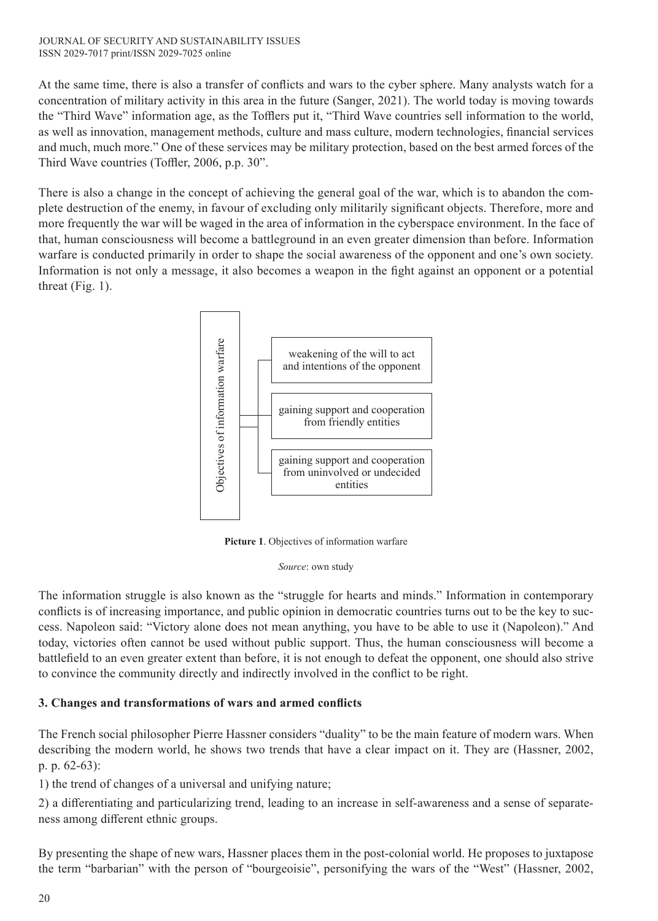At the same time, there is also a transfer of conflicts and wars to the cyber sphere. Many analysts watch for a concentration of military activity in this area in the future (Sanger, 2021). The world today is moving towards the "Third Wave" information age, as the Tofflers put it, "Third Wave countries sell information to the world, as well as innovation, management methods, culture and mass culture, modern technologies, financial services and much, much more." One of these services may be military protection, based on the best armed forces of the Third Wave countries (Toffler, 2006, p.p. 30".

There is also a change in the concept of achieving the general goal of the war, which is to abandon the complete destruction of the enemy, in favour of excluding only militarily significant objects. Therefore, more and more frequently the war will be waged in the area of information in the cyberspace environment. In the face of that, human consciousness will become a battleground in an even greater dimension than before. Information warfare is conducted primarily in order to shape the social awareness of the opponent and one's own society. Information is not only a message, it also becomes a weapon in the fight against an opponent or a potential threat (Fig. 1).

Objectives of information warfare:
- weakening of the will to act and intentions of the opponent
- gaining support and cooperation from friendly entities
- gaining support and cooperation from uninvolved or undecided entities

**Picture 1**. Objectives of information warfare

*Source*: own study

The information struggle is also known as the "struggle for hearts and minds." Information in contemporary conflicts is of increasing importance, and public opinion in democratic countries turns out to be the key to success. Napoleon said: "Victory alone does not mean anything, you have to be able to use it (Napoleon)." And today, victories often cannot be used without public support. Thus, the human consciousness will become a battlefield to an even greater extent than before, it is not enough to defeat the opponent, one should also strive to convince the community directly and indirectly involved in the conflict to be right.

## 3. Changes and transformations of wars and armed conflicts

The French social philosopher Pierre Hassner considers "duality" to be the main feature of modern wars. When describing the modern world, he shows two trends that have a clear impact on it. They are (Hassner, 2002, p. p. 62-63):

1) the trend of changes of a universal and unifying nature;

2) a differentiating and particularizing trend, leading to an increase in self-awareness and a sense of separateness among different ethnic groups.

By presenting the shape of new wars, Hassner places them in the post-colonial world. He proposes to juxtapose the term "barbarian" with the person of "bourgeoisie", personifying the wars of the "West" (Hassner, 2002,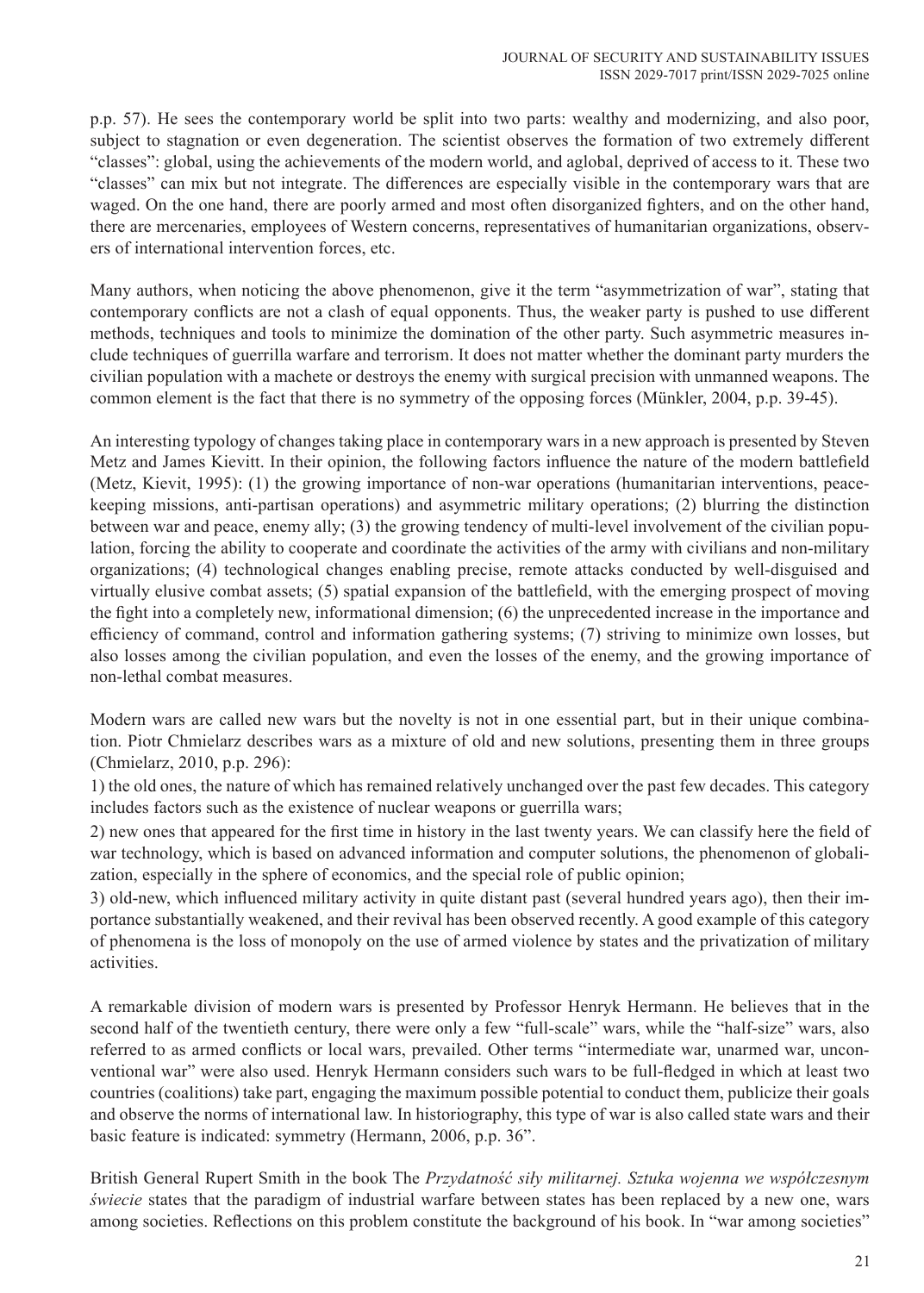p.p. 57). He sees the contemporary world be split into two parts: wealthy and modernizing, and also poor, subject to stagnation or even degeneration. The scientist observes the formation of two extremely different "classes": global, using the achievements of the modern world, and aglobal, deprived of access to it. These two "classes" can mix but not integrate. The differences are especially visible in the contemporary wars that are waged. On the one hand, there are poorly armed and most often disorganized fighters, and on the other hand, there are mercenaries, employees of Western concerns, representatives of humanitarian organizations, observers of international intervention forces, etc.

Many authors, when noticing the above phenomenon, give it the term "asymmetrization of war", stating that contemporary conflicts are not a clash of equal opponents. Thus, the weaker party is pushed to use different methods, techniques and tools to minimize the domination of the other party. Such asymmetric measures include techniques of guerrilla warfare and terrorism. It does not matter whether the dominant party murders the civilian population with a machete or destroys the enemy with surgical precision with unmanned weapons. The common element is the fact that there is no symmetry of the opposing forces (Münkler, 2004, p.p. 39-45).

An interesting typology of changes taking place in contemporary wars in a new approach is presented by Steven Metz and James Kievitt. In their opinion, the following factors influence the nature of the modern battlefield (Metz, Kievit, 1995): (1) the growing importance of non-war operations (humanitarian interventions, peacekeeping missions, anti-partisan operations) and asymmetric military operations; (2) blurring the distinction between war and peace, enemy ally; (3) the growing tendency of multi-level involvement of the civilian population, forcing the ability to cooperate and coordinate the activities of the army with civilians and non-military organizations; (4) technological changes enabling precise, remote attacks conducted by well-disguised and virtually elusive combat assets; (5) spatial expansion of the battlefield, with the emerging prospect of moving the fight into a completely new, informational dimension; (6) the unprecedented increase in the importance and efficiency of command, control and information gathering systems; (7) striving to minimize own losses, but also losses among the civilian population, and even the losses of the enemy, and the growing importance of non-lethal combat measures.

Modern wars are called new wars but the novelty is not in one essential part, but in their unique combination. Piotr Chmielarz describes wars as a mixture of old and new solutions, presenting them in three groups (Chmielarz, 2010, p.p. 296):

1) the old ones, the nature of which has remained relatively unchanged over the past few decades. This category includes factors such as the existence of nuclear weapons or guerrilla wars;

2) new ones that appeared for the first time in history in the last twenty years. We can classify here the field of war technology, which is based on advanced information and computer solutions, the phenomenon of globalization, especially in the sphere of economics, and the special role of public opinion;

3) old-new, which influenced military activity in quite distant past (several hundred years ago), then their importance substantially weakened, and their revival has been observed recently. A good example of this category of phenomena is the loss of monopoly on the use of armed violence by states and the privatization of military activities.

A remarkable division of modern wars is presented by Professor Henryk Hermann. He believes that in the second half of the twentieth century, there were only a few "full-scale" wars, while the "half-size" wars, also referred to as armed conflicts or local wars, prevailed. Other terms "intermediate war, unarmed war, unconventional war" were also used. Henryk Hermann considers such wars to be full-fledged in which at least two countries (coalitions) take part, engaging the maximum possible potential to conduct them, publicize their goals and observe the norms of international law. In historiography, this type of war is also called state wars and their basic feature is indicated: symmetry (Hermann, 2006, p.p. 36".

British General Rupert Smith in the book The *Przydatność siły militarnej. Sztuka wojenna we współczesnym świecie* states that the paradigm of industrial warfare between states has been replaced by a new one, wars among societies. Reflections on this problem constitute the background of his book. In "war among societies"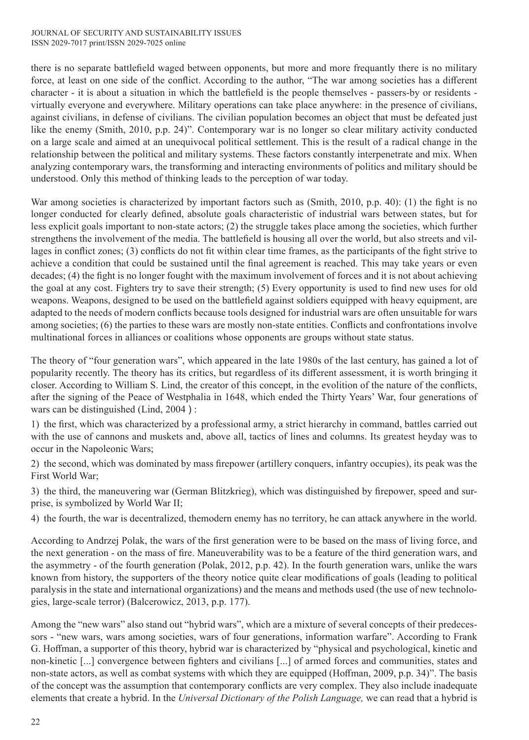there is no separate battlefield waged between opponents, but more and more frequantly there is no military force, at least on one side of the conflict. According to the author, "The war among societies has a different character - it is about a situation in which the battlefield is the people themselves - passers-by or residents - virtually everyone and everywhere. Military operations can take place anywhere: in the presence of civilians, against civilians, in defense of civilians. The civilian population becomes an object that must be defeated just like the enemy (Smith, 2010, p.p. 24)". Contemporary war is no longer so clear military activity conducted on a large scale and aimed at an unequivocal political settlement. This is the result of a radical change in the relationship between the political and military systems. These factors constantly interpenetrate and mix. When analyzing contemporary wars, the transforming and interacting environments of politics and military should be understood. Only this method of thinking leads to the perception of war today.

War among societies is characterized by important factors such as (Smith, 2010, p.p. 40): (1) the fight is no longer conducted for clearly defined, absolute goals characteristic of industrial wars between states, but for less explicit goals important to non-state actors; (2) the struggle takes place among the societies, which further strengthens the involvement of the media. The battlefield is housing all over the world, but also streets and villages in conflict zones; (3) conflicts do not fit within clear time frames, as the participants of the fight strive to achieve a condition that could be sustained until the final agreement is reached. This may take years or even decades; (4) the fight is no longer fought with the maximum involvement of forces and it is not about achieving the goal at any cost. Fighters try to save their strength; (5) Every opportunity is used to find new uses for old weapons. Weapons, designed to be used on the battlefield against soldiers equipped with heavy equipment, are adapted to the needs of modern conflicts because tools designed for industrial wars are often unsuitable for wars among societies; (6) the parties to these wars are mostly non-state entities. Conflicts and confrontations involve multinational forces in alliances or coalitions whose opponents are groups without state status.

The theory of "four generation wars", which appeared in the late 1980s of the last century, has gained a lot of popularity recently. The theory has its critics, but regardless of its different assessment, it is worth bringing it closer. According to William S. Lind, the creator of this concept, in the evolition of the nature of the conflicts, after the signing of the Peace of Westphalia in 1648, which ended the Thirty Years' War, four generations of wars can be distinguished (Lind, 2004 ) :

1) the first, which was characterized by a professional army, a strict hierarchy in command, battles carried out with the use of cannons and muskets and, above all, tactics of lines and columns. Its greatest heyday was to occur in the Napoleonic Wars;

2) the second, which was dominated by mass firepower (artillery conquers, infantry occupies), its peak was the First World War;

3) the third, the maneuvering war (German Blitzkrieg), which was distinguished by firepower, speed and surprise, is symbolized by World War II;

4) the fourth, the war is decentralized, themodern enemy has no territory, he can attack anywhere in the world.

According to Andrzej Polak, the wars of the first generation were to be based on the mass of living force, and the next generation - on the mass of fire. Maneuverability was to be a feature of the third generation wars, and the asymmetry - of the fourth generation (Polak, 2012, p.p. 42). In the fourth generation wars, unlike the wars known from history, the supporters of the theory notice quite clear modifications of goals (leading to political paralysis in the state and international organizations) and the means and methods used (the use of new technologies, large-scale terror) (Balcerowicz, 2013, p.p. 177).

Among the "new wars" also stand out "hybrid wars", which are a mixture of several concepts of their predecessors - "new wars, wars among societies, wars of four generations, information warfare". According to Frank G. Hoffman, a supporter of this theory, hybrid war is characterized by "physical and psychological, kinetic and non-kinetic [...] convergence between fighters and civilians [...] of armed forces and communities, states and non-state actors, as well as combat systems with which they are equipped (Hoffman, 2009, p.p. 34)". The basis of the concept was the assumption that contemporary conflicts are very complex. They also include inadequate elements that create a hybrid. In the *Universal Dictionary of the Polish Language,* we can read that a hybrid is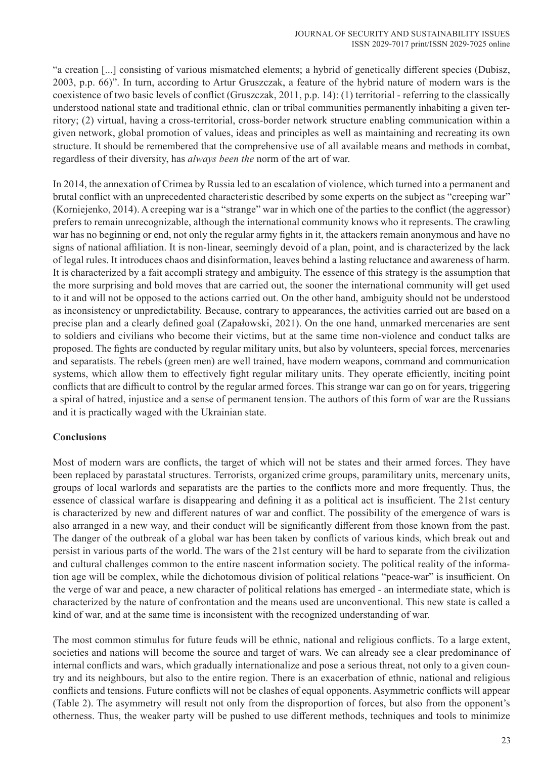"a creation [...] consisting of various mismatched elements; a hybrid of genetically different species (Dubisz, 2003, p.p. 66)". In turn, according to Artur Gruszczak, a feature of the hybrid nature of modern wars is the coexistence of two basic levels of conflict (Gruszczak, 2011, p.p. 14): (1) territorial - referring to the classically understood national state and traditional ethnic, clan or tribal communities permanently inhabiting a given territory; (2) virtual, having a cross-territorial, cross-border network structure enabling communication within a given network, global promotion of values, ideas and principles as well as maintaining and recreating its own structure. It should be remembered that the comprehensive use of all available means and methods in combat, regardless of their diversity, has *always been the* norm of the art of war.

In 2014, the annexation of Crimea by Russia led to an escalation of violence, which turned into a permanent and brutal conflict with an unprecedented characteristic described by some experts on the subject as "creeping war" (Korniejenko, 2014). A creeping war is a "strange" war in which one of the parties to the conflict (the aggressor) prefers to remain unrecognizable, although the international community knows who it represents. The crawling war has no beginning or end, not only the regular army fights in it, the attackers remain anonymous and have no signs of national affiliation. It is non-linear, seemingly devoid of a plan, point, and is characterized by the lack of legal rules. It introduces chaos and disinformation, leaves behind a lasting reluctance and awareness of harm. It is characterized by a fait accompli strategy and ambiguity. The essence of this strategy is the assumption that the more surprising and bold moves that are carried out, the sooner the international community will get used to it and will not be opposed to the actions carried out. On the other hand, ambiguity should not be understood as inconsistency or unpredictability. Because, contrary to appearances, the activities carried out are based on a precise plan and a clearly defined goal (Zapałowski, 2021). On the one hand, unmarked mercenaries are sent to soldiers and civilians who become their victims, but at the same time non-violence and conduct talks are proposed. The fights are conducted by regular military units, but also by volunteers, special forces, mercenaries and separatists. The rebels (green men) are well trained, have modern weapons, command and communication systems, which allow them to effectively fight regular military units. They operate efficiently, inciting point conflicts that are difficult to control by the regular armed forces. This strange war can go on for years, triggering a spiral of hatred, injustice and a sense of permanent tension. The authors of this form of war are the Russians and it is practically waged with the Ukrainian state.

## Conclusions

Most of modern wars are conflicts, the target of which will not be states and their armed forces. They have been replaced by parastatal structures. Terrorists, organized crime groups, paramilitary units, mercenary units, groups of local warlords and separatists are the parties to the conflicts more and more frequently. Thus, the essence of classical warfare is disappearing and defining it as a political act is insufficient. The 21st century is characterized by new and different natures of war and conflict. The possibility of the emergence of wars is also arranged in a new way, and their conduct will be significantly different from those known from the past. The danger of the outbreak of a global war has been taken by conflicts of various kinds, which break out and persist in various parts of the world. The wars of the 21st century will be hard to separate from the civilization and cultural challenges common to the entire nascent information society. The political reality of the information age will be complex, while the dichotomous division of political relations "peace-war" is insufficient. On the verge of war and peace, a new character of political relations has emerged - an intermediate state, which is characterized by the nature of confrontation and the means used are unconventional. This new state is called a kind of war, and at the same time is inconsistent with the recognized understanding of war.

The most common stimulus for future feuds will be ethnic, national and religious conflicts. To a large extent, societies and nations will become the source and target of wars. We can already see a clear predominance of internal conflicts and wars, which gradually internationalize and pose a serious threat, not only to a given country and its neighbours, but also to the entire region. There is an exacerbation of ethnic, national and religious conflicts and tensions. Future conflicts will not be clashes of equal opponents. Asymmetric conflicts will appear (Table 2). The asymmetry will result not only from the disproportion of forces, but also from the opponent's otherness. Thus, the weaker party will be pushed to use different methods, techniques and tools to minimize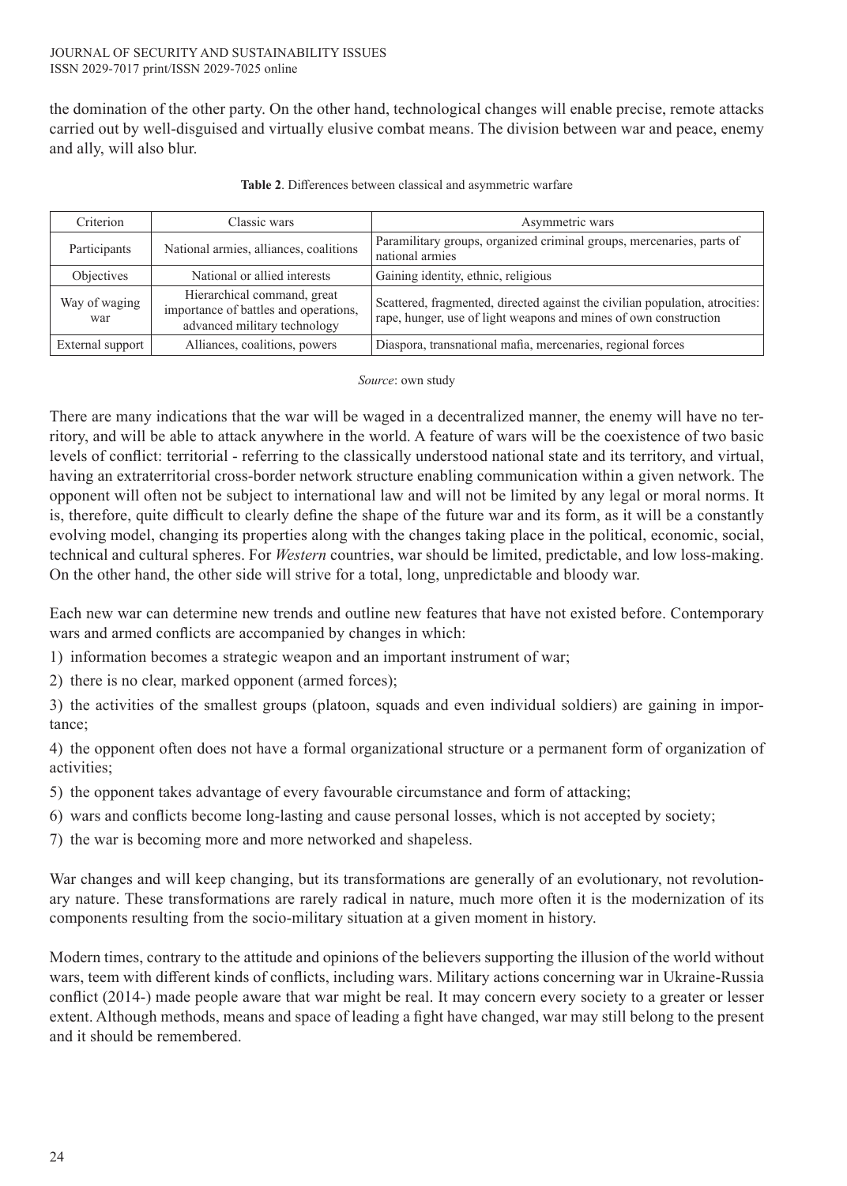the domination of the other party. On the other hand, technological changes will enable precise, remote attacks carried out by well-disguised and virtually elusive combat means. The division between war and peace, enemy and ally, will also blur.

**Table 2**. Differences between classical and asymmetric warfare

| Criterion | Classic wars | Asymmetric wars |
|---|---|---|
| Participants | National armies, alliances, coalitions | Paramilitary groups, organized criminal groups, mercenaries, parts of national armies |
| Objectives | National or allied interests | Gaining identity, ethnic, religious |
| Way of waging war | Hierarchical command, great importance of battles and operations, advanced military technology | Scattered, fragmented, directed against the civilian population, atrocities: rape, hunger, use of light weapons and mines of own construction |
| External support | Alliances, coalitions, powers | Diaspora, transnational mafia, mercenaries, regional forces |

*Source*: own study

There are many indications that the war will be waged in a decentralized manner, the enemy will have no territory, and will be able to attack anywhere in the world. A feature of wars will be the coexistence of two basic levels of conflict: territorial - referring to the classically understood national state and its territory, and virtual, having an extraterritorial cross-border network structure enabling communication within a given network. The opponent will often not be subject to international law and will not be limited by any legal or moral norms. It is, therefore, quite difficult to clearly define the shape of the future war and its form, as it will be a constantly evolving model, changing its properties along with the changes taking place in the political, economic, social, technical and cultural spheres. For *Western* countries, war should be limited, predictable, and low loss-making. On the other hand, the other side will strive for a total, long, unpredictable and bloody war.

Each new war can determine new trends and outline new features that have not existed before. Contemporary wars and armed conflicts are accompanied by changes in which:

1) information becomes a strategic weapon and an important instrument of war;

2) there is no clear, marked opponent (armed forces);

3) the activities of the smallest groups (platoon, squads and even individual soldiers) are gaining in importance;

4) the opponent often does not have a formal organizational structure or a permanent form of organization of activities;

5) the opponent takes advantage of every favourable circumstance and form of attacking;

6) wars and conflicts become long-lasting and cause personal losses, which is not accepted by society;

7) the war is becoming more and more networked and shapeless.

War changes and will keep changing, but its transformations are generally of an evolutionary, not revolutionary nature. These transformations are rarely radical in nature, much more often it is the modernization of its components resulting from the socio-military situation at a given moment in history.

Modern times, contrary to the attitude and opinions of the believers supporting the illusion of the world without wars, teem with different kinds of conflicts, including wars. Military actions concerning war in Ukraine-Russia conflict (2014-) made people aware that war might be real. It may concern every society to a greater or lesser extent. Although methods, means and space of leading a fight have changed, war may still belong to the present and it should be remembered.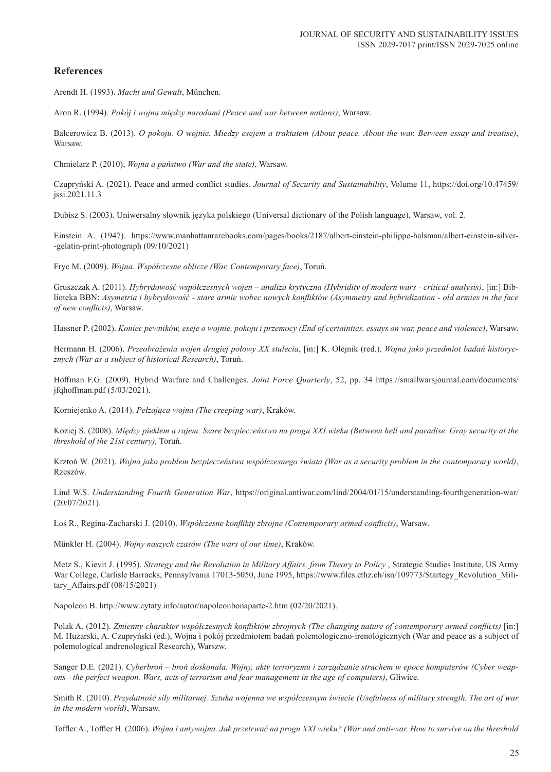## References

Arendt H. (1993). *Macht und Gewalt*, München.

Aron R. (1994). *Pokój i wojna między narodami (Peace and war between nations)*, Warsaw.

Balcerowicz B. (2013). *O pokoju. O wojnie. Miedzy esejem a traktatem (About peace. About the war. Between essay and treatise)*, Warsaw.

Chmielarz P. (2010), *Wojna a państwo (War and the state),* Warsaw.

Czupryński A. (2021). Peace and armed conflict studies*. Journal of Security and Sustainability*, Volume 11, https://doi.org/10.47459/jssi.2021.11.3

Dubisz S. (2003). Uniwersalny słownik języka polskiego (Universal dictionary of the Polish language), Warsaw, vol. 2.

Einstein A. (1947). https://www.manhattanrarebooks.com/pages/books/2187/albert-einstein-philippe-halsman/albert-einstein-silver--gelatin-print-photograph (09/10/2021)

Fryc M. (2009). *Wojna. Współczesne oblicze (War. Contemporary face)*, Toruń.

Gruszczak A. (2011). *Hybrydowość współczesnych wojen – analiza krytyczna (Hybridity of modern wars - critical analysis)*, [in:] Biblioteka BBN: *Asymetria i hybrydowość - stare armie wobec nowych konfliktów (Asymmetry and hybridization - old armies in the face of new conflicts)*, Warsaw.

Hassner P. (2002). *Koniec pewników, eseje o wojnie, pokoju i przemocy (End of certainties, essays on war, peace and violence)*, Warsaw.

Hermann H. (2006). *Przeobrażenia wojen drugiej połowy XX stulecia*, [in:] K. Olejnik (red.), *Wojna jako przedmiot badań historycznych (War as a subject of historical Research)*, Toruń.

Hoffman F.G. (2009). Hybrid Warfare and Challenges. *Joint Force Quarterly*, 52, pp. 34 https://smallwarsjournal.com/documents/jfqhoffman.pdf (5/03/2021).

Korniejenko A. (2014). *Pełzająca wojna (The creeping war)*, Kraków.

Koziej S. (2008). *Między piekłem a rajem. Szare bezpieczeństwo na progu XXI wieku (Between hell and paradise. Gray security at the threshold of the 21st century),* Toruń.

Krztoń W. (2021). *Wojna jako problem bezpieczeństwa współczesnego świata (War as a security problem in the contemporary world)*, Rzeszów.

Lind W.S. *Understanding Fourth Generation War*, https://original.antiwar.com/lind/2004/01/15/understanding-fourthgeneration-war/ (20/07/2021).

Łoś R., Regina-Zacharski J. (2010). *Współczesne konflikty zbrojne (Contemporary armed conflicts)*, Warsaw.

Münkler H. (2004). *Wojny naszych czasów (The wars of our time)*, Kraków.

Metz S., Kievit J. (1995). *Strategy and the Revolution in Military Affairs, from Theory to Policy* , Strategic Studies Institute, US Army War College, Carlisle Barracks, Pennsylvania 17013-5050, June 1995, https://www.files.ethz.ch/isn/109773/Startegy_Revolution_Military_Affairs.pdf (08/15/2021)

Napoleon B. http://www.cytaty.info/autor/napoleonbonaparte-2.htm (02/20/2021).

Polak A. (2012). *Zmienny charakter współczesnych konfliktów zbrojnych (The changing nature of contemporary armed conflicts)* [in:] M. Huzarski, A. Czupryński (ed.), Wojna i pokój przedmiotem badań polemologiczno-irenologicznych (War and peace as a subject of polemological andrenological Research), Warszw.

Sanger D.E. (2021). *Cyberbroń – broń doskonała. Wojny, akty terroryzmu i zarządzanie strachem w epoce komputerów (Cyber weapons - the perfect weapon. Wars, acts of terrorism and fear management in the age of computers)*, Gliwice.

Smith R. (2010). *Przydatność siły militarnej. Sztuka wojenna we współczesnym świecie (Usefulness of military strength. The art of war in the modern world)*, Warsaw.

Toffler A., Toffler H. (2006). *Wojna i antywojna. Jak przetrwać na progu XXI wieku? (War and anti-war. How to survive on the threshold*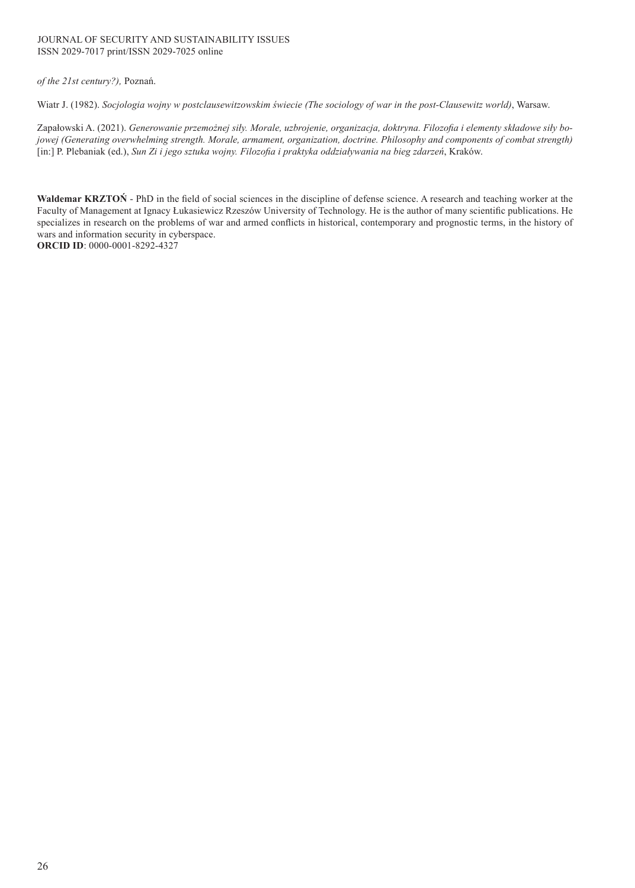*of the 21st century?),* Poznań.

Wiatr J. (1982). *Socjologia wojny w postclausewitzowskim świecie (The sociology of war in the post-Clausewitz world)*, Warsaw.

Zapałowski A. (2021). *Generowanie przemożnej siły. Morale, uzbrojenie, organizacja, doktryna. Filozofia i elementy składowe siły bojowej (Generating overwhelming strength. Morale, armament, organization, doctrine. Philosophy and components of combat strength)* [in:] P. Plebaniak (ed.), *Sun Zi i jego sztuka wojny. Filozofia i praktyka oddziaływania na bieg zdarzeń*, Kraków.

**Waldemar KRZTOŃ** - PhD in the field of social sciences in the discipline of defense science. A research and teaching worker at the Faculty of Management at Ignacy Łukasiewicz Rzeszów University of Technology. He is the author of many scientific publications. He specializes in research on the problems of war and armed conflicts in historical, contemporary and prognostic terms, in the history of wars and information security in cyberspace.
**ORCID ID**: 0000-0001-8292-4327